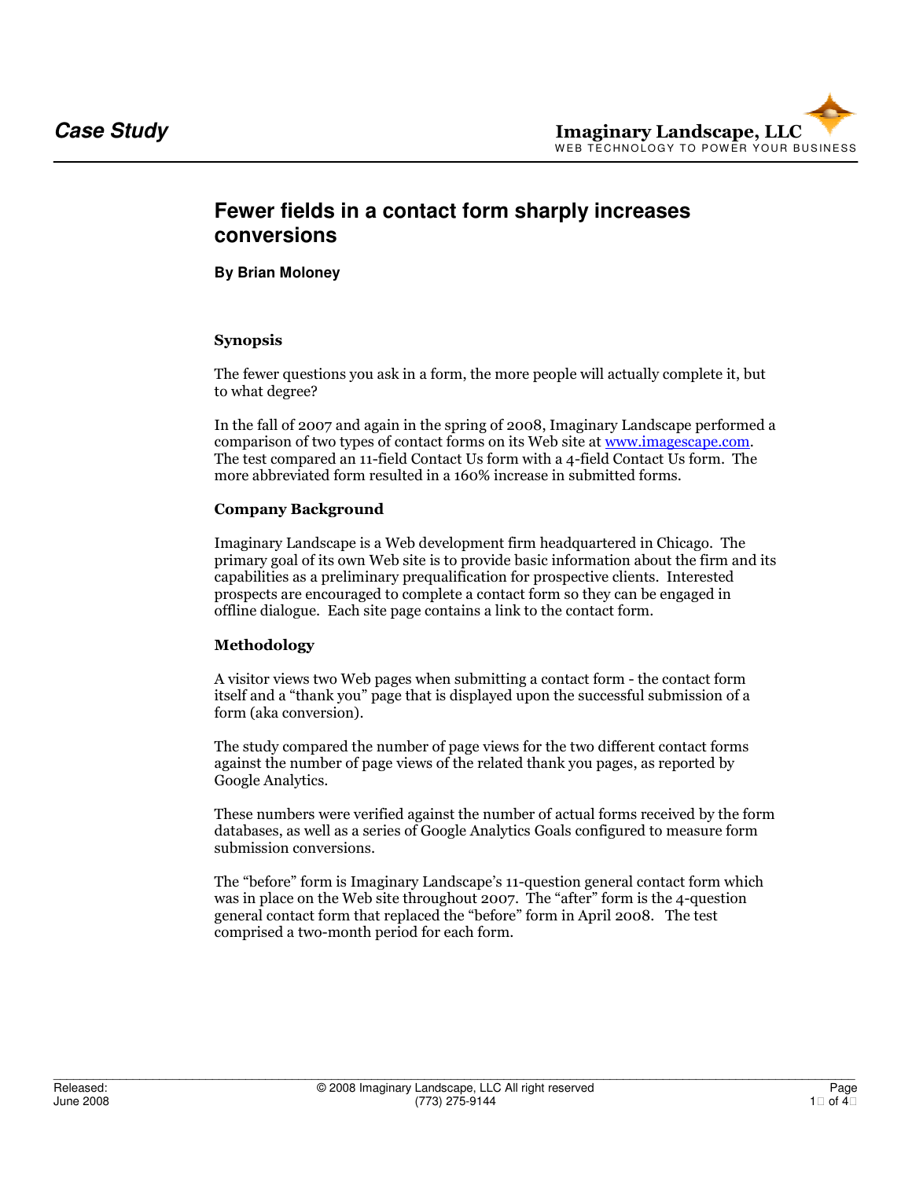*Case Study*

**Imaginary Landscape, LLC**
WEB TECHNOLOGY TO POWER YOUR BUSINESS

# Fewer fields in a contact form sharply increases conversions

**By Brian Moloney**

## Synopsis

The fewer questions you ask in a form, the more people will actually complete it, but to what degree?

In the fall of 2007 and again in the spring of 2008, Imaginary Landscape performed a comparison of two types of contact forms on its Web site at www.imagescape.com. The test compared an 11-field Contact Us form with a 4-field Contact Us form. The more abbreviated form resulted in a 160% increase in submitted forms.

## Company Background

Imaginary Landscape is a Web development firm headquartered in Chicago. The primary goal of its own Web site is to provide basic information about the firm and its capabilities as a preliminary prequalification for prospective clients. Interested prospects are encouraged to complete a contact form so they can be engaged in offline dialogue. Each site page contains a link to the contact form.

## Methodology

A visitor views two Web pages when submitting a contact form - the contact form itself and a "thank you" page that is displayed upon the successful submission of a form (aka conversion).

The study compared the number of page views for the two different contact forms against the number of page views of the related thank you pages, as reported by Google Analytics.

These numbers were verified against the number of actual forms received by the form databases, as well as a series of Google Analytics Goals configured to measure form submission conversions.

The "before" form is Imaginary Landscape's 11-question general contact form which was in place on the Web site throughout 2007. The "after" form is the 4-question general contact form that replaced the "before" form in April 2008. The test comprised a two-month period for each form.

Released:
June 2008

© 2008 Imaginary Landscape, LLC All right reserved
(773) 275-9144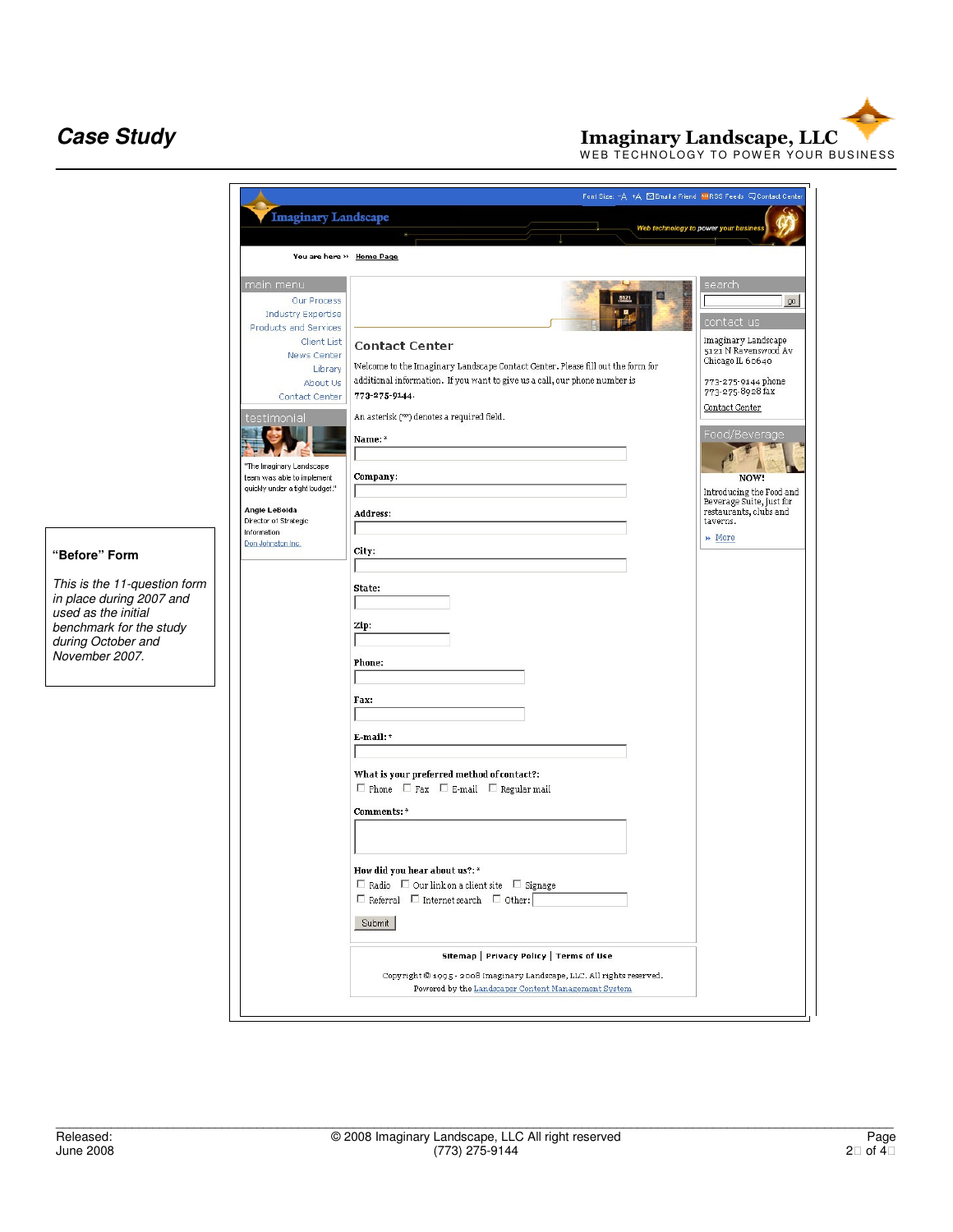### "Before" Form

*This is the 11-question form in place during 2007 and used as the initial benchmark for the study during October and November 2007.*

Font Size: -A +A Email a Friend RSS Feeds Contact Center

Imaginary Landscape

Web technology to power your business

You are here » Home Page

**main menu**

- Our Process
- Industry Expertise
- Products and Services
- Client List
- News Center
- Library
- About Us
- Contact Center

**testimonial**

"The Imaginary Landscape team was able to implement quickly under a tight budget."

Angie LeBolda
Director of Strategic Information
Don Johnston Inc.

## Contact Center

Welcome to the Imaginary Landscape Contact Center. Please fill out the form for additional information. If you want to give us a call, our phone number is 773-275-9144.

An asterisk (*) denotes a required field.

Name: *

Company:

Address:

City:

State:

Zip:

Phone:

Fax:

E-mail: *

What is your preferred method of contact?:
☐ Phone ☐ Fax ☐ E-mail ☐ Regular mail

Comments: *

How did you hear about us?: *
☐ Radio ☐ Our link on a client site ☐ Signage
☐ Referral ☐ Internet search ☐ Other:

Submit

**search**

go

**contact us**

Imaginary Landscape
5121 N Ravenswood Av
Chicago IL 60640

773-275-9144 phone
773-275-8928 fax

Contact Center

**Food/Beverage**

NOW!

Introducing the Food and Beverage Suite, just for restaurants, clubs and taverns.

» More

Sitemap | Privacy Policy | Terms of Use

Copyright © 1995 - 2008 Imaginary Landscape, LLC. All rights reserved.
Powered by the Landscaper Content Management System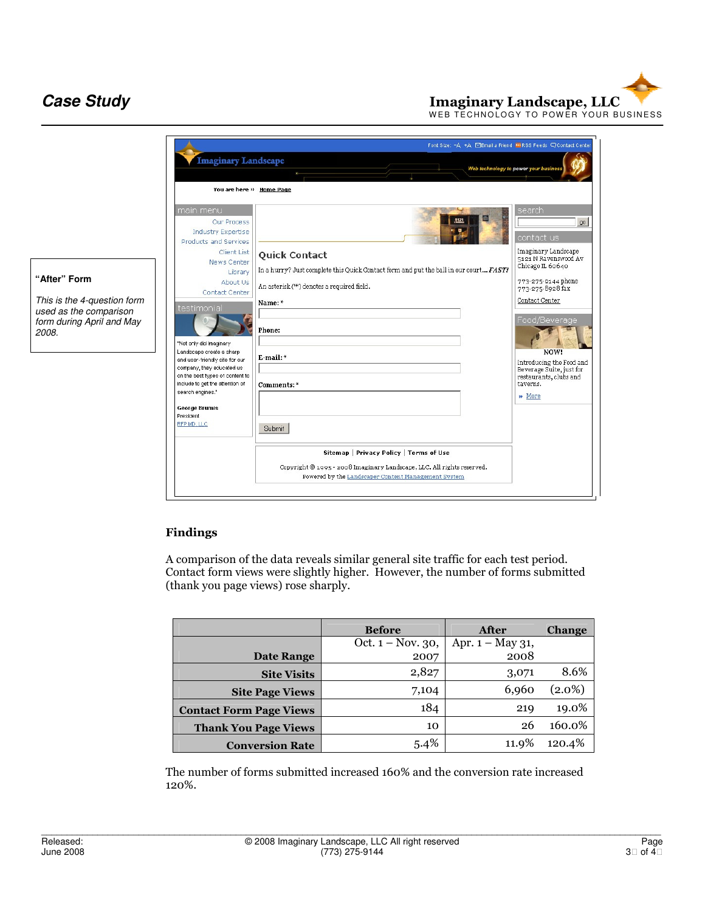**"After" Form**

*This is the 4-question form used as the comparison form during April and May 2008.*

**Findings**

A comparison of the data reveals similar general site traffic for each test period. Contact form views were slightly higher. However, the number of forms submitted (thank you page views) rose sharply.

| | Before | After | Change |
|---|---|---|---|
| Date Range | Oct. 1 – Nov. 30, 2007 | Apr. 1 – May 31, 2008 | |
| Site Visits | 2,827 | 3,071 | 8.6% |
| Site Page Views | 7,104 | 6,960 | (2.0%) |
| Contact Form Page Views | 184 | 219 | 19.0% |
| Thank You Page Views | 10 | 26 | 160.0% |
| Conversion Rate | 5.4% | 11.9% | 120.4% |

The number of forms submitted increased 160% and the conversion rate increased 120%.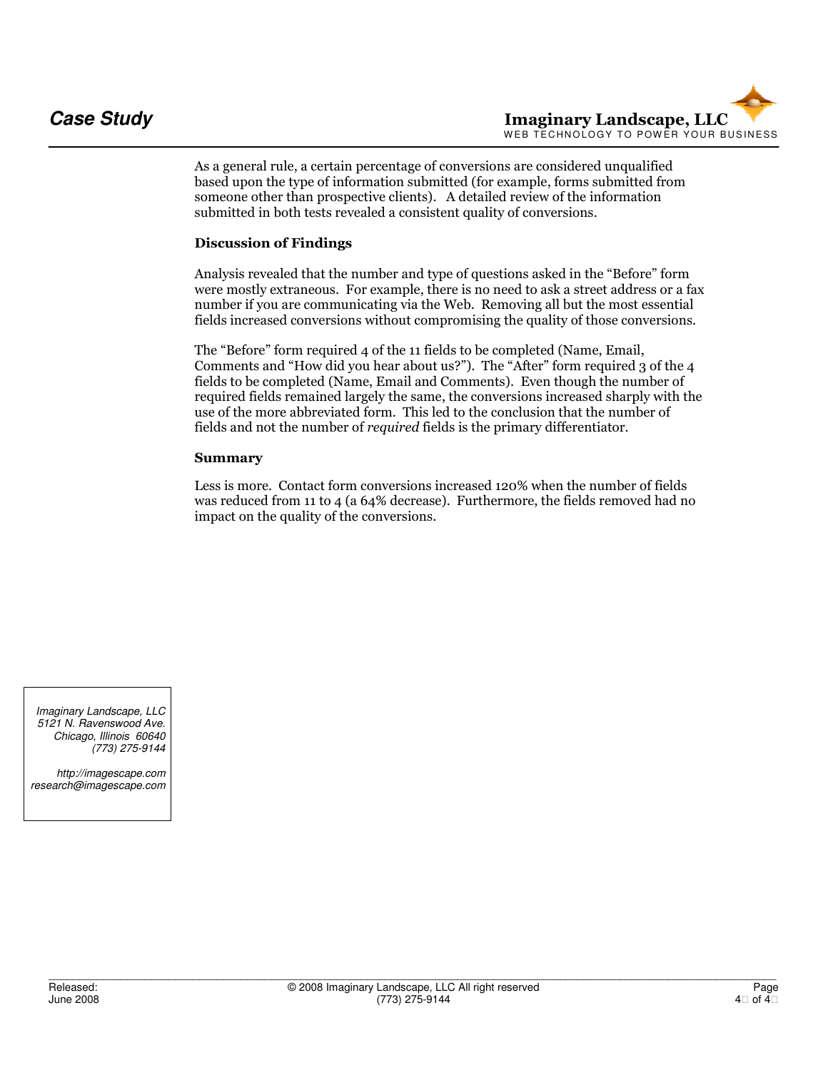As a general rule, a certain percentage of conversions are considered unqualified based upon the type of information submitted (for example, forms submitted from someone other than prospective clients). A detailed review of the information submitted in both tests revealed a consistent quality of conversions.

### Discussion of Findings

Analysis revealed that the number and type of questions asked in the "Before" form were mostly extraneous. For example, there is no need to ask a street address or a fax number if you are communicating via the Web. Removing all but the most essential fields increased conversions without compromising the quality of those conversions.

The "Before" form required 4 of the 11 fields to be completed (Name, Email, Comments and "How did you hear about us?"). The "After" form required 3 of the 4 fields to be completed (Name, Email and Comments). Even though the number of required fields remained largely the same, the conversions increased sharply with the use of the more abbreviated form. This led to the conclusion that the number of fields and not the number of *required* fields is the primary differentiator.

### Summary

Less is more. Contact form conversions increased 120% when the number of fields was reduced from 11 to 4 (a 64% decrease). Furthermore, the fields removed had no impact on the quality of the conversions.

*Imaginary Landscape, LLC*
*5121 N. Ravenswood Ave.*
*Chicago, Illinois 60640*
*(773) 275-9144*

*http://imagescape.com*
*research@imagescape.com*